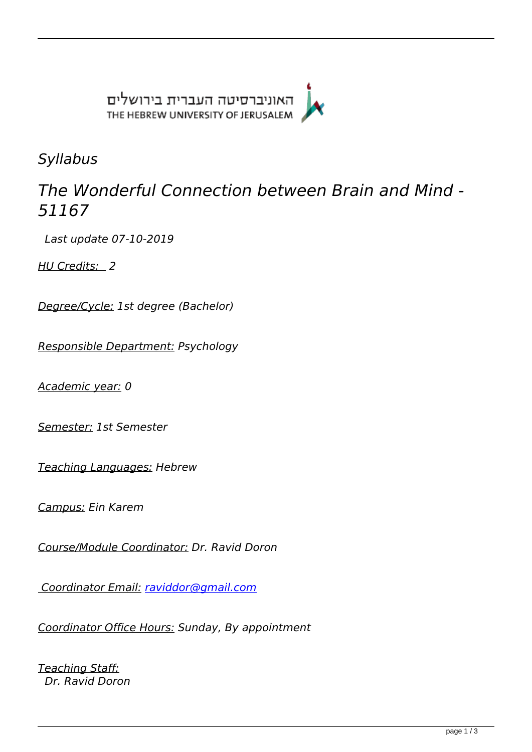האוניברסיטה העברית בירושלים
THE HEBREW UNIVERSITY OF JERUSALEM

*Syllabus*

# *The Wonderful Connection between Brain and Mind - 51167*

*Last update 07-10-2019*

*HU Credits:* *2*

*Degree/Cycle:* *1st degree (Bachelor)*

*Responsible Department:* *Psychology*

*Academic year:* *0*

*Semester:* *1st Semester*

*Teaching Languages:* *Hebrew*

*Campus:* *Ein Karem*

*Course/Module Coordinator:* *Dr. Ravid Doron*

*Coordinator Email:* *raviddor@gmail.com*

*Coordinator Office Hours:* *Sunday, By appointment*

*Teaching Staff:*
*Dr. Ravid Doron*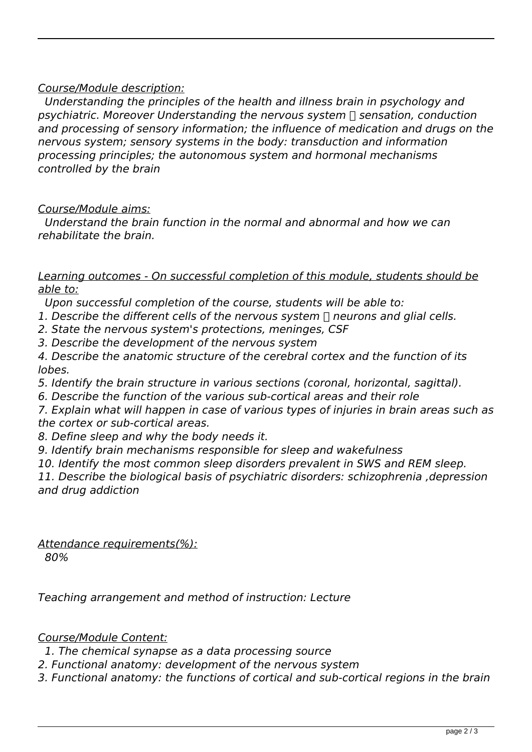*Course/Module description:*

*Understanding the principles of the health and illness brain in psychology and psychiatric. Moreover Understanding the nervous system  sensation, conduction and processing of sensory information; the influence of medication and drugs on the nervous system; sensory systems in the body: transduction and information processing principles; the autonomous system and hormonal mechanisms controlled by the brain*

*Course/Module aims:*

*Understand the brain function in the normal and abnormal and how we can rehabilitate the brain.*

*Learning outcomes - On successful completion of this module, students should be able to:*

*Upon successful completion of the course, students will be able to:*

*1. Describe the different cells of the nervous system  neurons and glial cells.*
*2. State the nervous system's protections, meninges, CSF*
*3. Describe the development of the nervous system*
*4. Describe the anatomic structure of the cerebral cortex and the function of its lobes.*
*5. Identify the brain structure in various sections (coronal, horizontal, sagittal).*
*6. Describe the function of the various sub-cortical areas and their role*
*7. Explain what will happen in case of various types of injuries in brain areas such as the cortex or sub-cortical areas.*
*8. Define sleep and why the body needs it.*
*9. Identify brain mechanisms responsible for sleep and wakefulness*
*10. Identify the most common sleep disorders prevalent in SWS and REM sleep.*
*11. Describe the biological basis of psychiatric disorders: schizophrenia ,depression and drug addiction*

*Attendance requirements(%):*

*80%*

*Teaching arrangement and method of instruction: Lecture*

*Course/Module Content:*

*1. The chemical synapse as a data processing source*
*2. Functional anatomy: development of the nervous system*
*3. Functional anatomy: the functions of cortical and sub-cortical regions in the brain*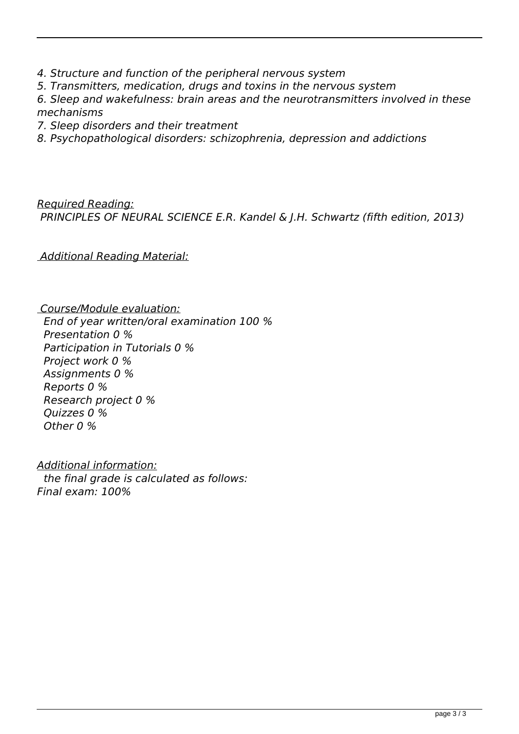*4. Structure and function of the peripheral nervous system*
*5. Transmitters, medication, drugs and toxins in the nervous system*
*6. Sleep and wakefulness: brain areas and the neurotransmitters involved in these mechanisms*
*7. Sleep disorders and their treatment*
*8. Psychopathological disorders: schizophrenia, depression and addictions*

*Required Reading:*
*PRINCIPLES OF NEURAL SCIENCE E.R. Kandel & J.H. Schwartz (fifth edition, 2013)*

*Additional Reading Material:*

*Course/Module evaluation:*
*End of year written/oral examination 100 %*
*Presentation 0 %*
*Participation in Tutorials 0 %*
*Project work 0 %*
*Assignments 0 %*
*Reports 0 %*
*Research project 0 %*
*Quizzes 0 %*
*Other 0 %*

*Additional information:*
*the final grade is calculated as follows:*
*Final exam: 100%*